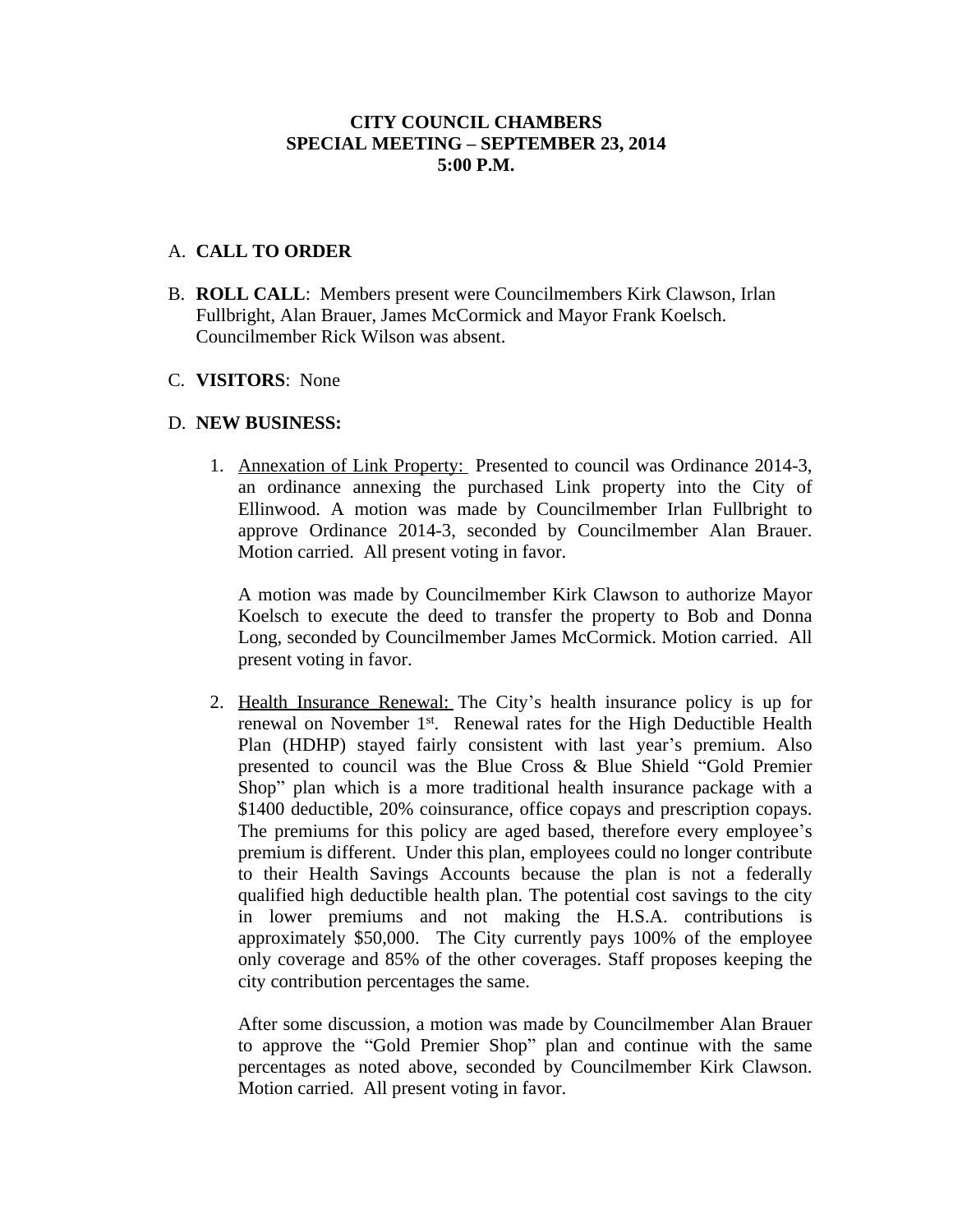**CITY COUNCIL CHAMBERS**
**SPECIAL MEETING – SEPTEMBER 23, 2014**
**5:00 P.M.**

A. **CALL TO ORDER**

B. **ROLL CALL**: Members present were Councilmembers Kirk Clawson, Irlan Fullbright, Alan Brauer, James McCormick and Mayor Frank Koelsch. Councilmember Rick Wilson was absent.

C. **VISITORS**: None

D. **NEW BUSINESS:**

1. Annexation of Link Property: Presented to council was Ordinance 2014-3, an ordinance annexing the purchased Link property into the City of Ellinwood. A motion was made by Councilmember Irlan Fullbright to approve Ordinance 2014-3, seconded by Councilmember Alan Brauer. Motion carried. All present voting in favor.

   A motion was made by Councilmember Kirk Clawson to authorize Mayor Koelsch to execute the deed to transfer the property to Bob and Donna Long, seconded by Councilmember James McCormick. Motion carried. All present voting in favor.

2. Health Insurance Renewal: The City's health insurance policy is up for renewal on November 1st. Renewal rates for the High Deductible Health Plan (HDHP) stayed fairly consistent with last year's premium. Also presented to council was the Blue Cross & Blue Shield "Gold Premier Shop" plan which is a more traditional health insurance package with a $1400 deductible, 20% coinsurance, office copays and prescription copays. The premiums for this policy are aged based, therefore every employee's premium is different. Under this plan, employees could no longer contribute to their Health Savings Accounts because the plan is not a federally qualified high deductible health plan. The potential cost savings to the city in lower premiums and not making the H.S.A. contributions is approximately $50,000. The City currently pays 100% of the employee only coverage and 85% of the other coverages. Staff proposes keeping the city contribution percentages the same.

   After some discussion, a motion was made by Councilmember Alan Brauer to approve the "Gold Premier Shop" plan and continue with the same percentages as noted above, seconded by Councilmember Kirk Clawson. Motion carried. All present voting in favor.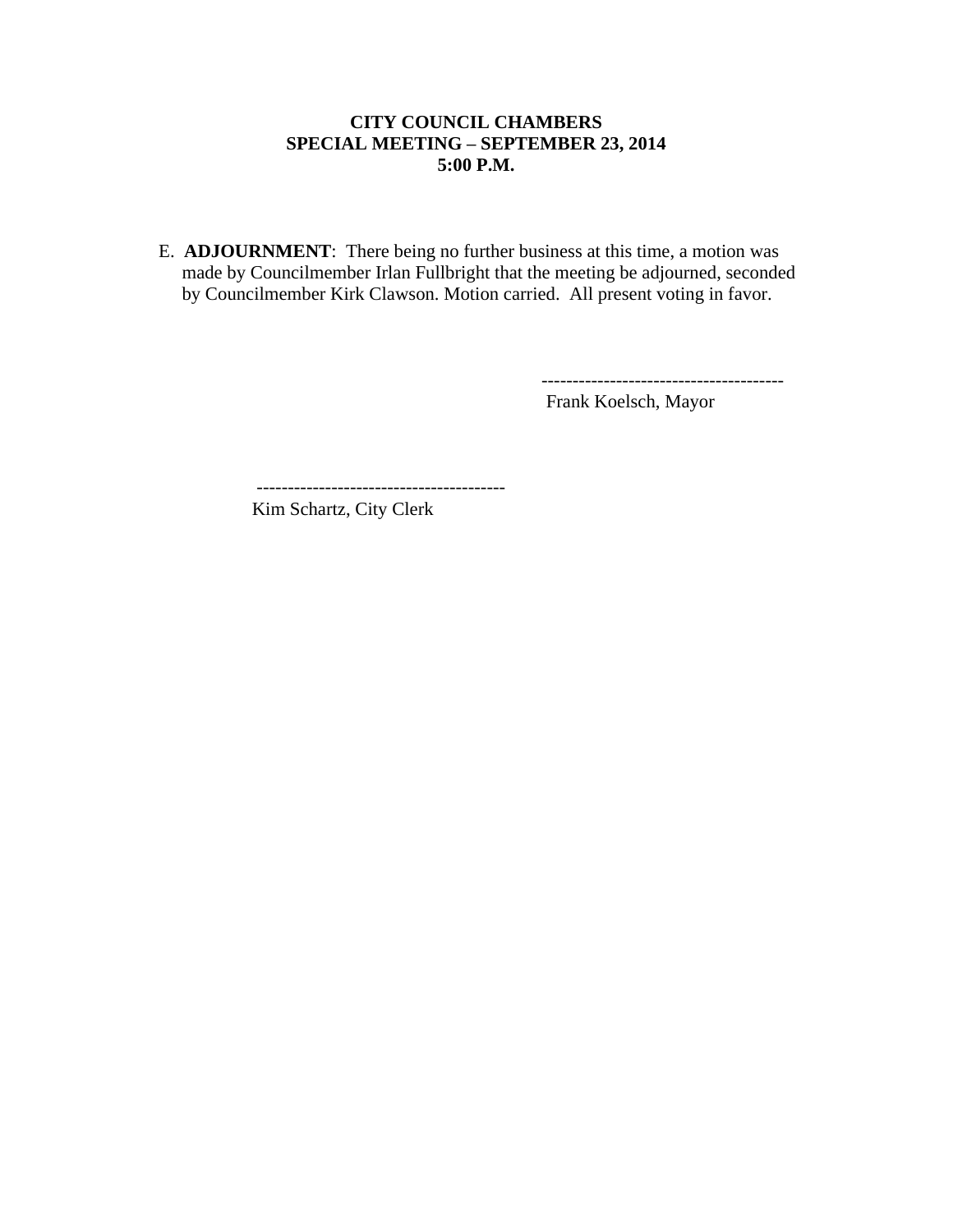**CITY COUNCIL CHAMBERS**
**SPECIAL MEETING – SEPTEMBER 23, 2014**
**5:00 P.M.**

E. **ADJOURNMENT**: There being no further business at this time, a motion was made by Councilmember Irlan Fullbright that the meeting be adjourned, seconded by Councilmember Kirk Clawson. Motion carried. All present voting in favor.

---------------------------------------
Frank Koelsch, Mayor

----------------------------------------
Kim Schartz, City Clerk